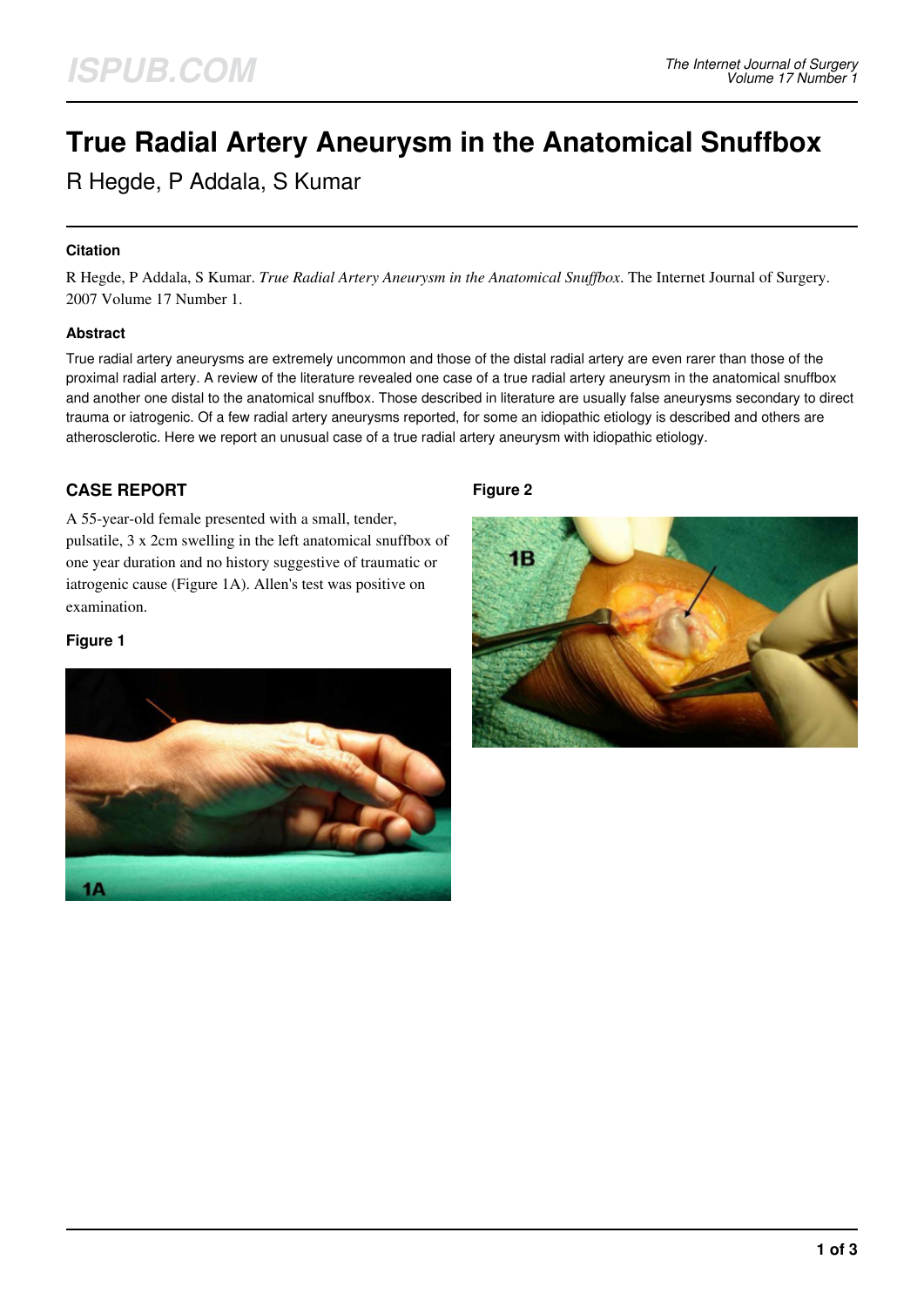# True Radial Artery Aneurysm in the Anatomical Snuffbox

R Hegde, P Addala, S Kumar

### Citation

R Hegde, P Addala, S Kumar. *True Radial Artery Aneurysm in the Anatomical Snuffbox*. The Internet Journal of Surgery. 2007 Volume 17 Number 1.

### Abstract

True radial artery aneurysms are extremely uncommon and those of the distal radial artery are even rarer than those of the proximal radial artery. A review of the literature revealed one case of a true radial artery aneurysm in the anatomical snuffbox and another one distal to the anatomical snuffbox. Those described in literature are usually false aneurysms secondary to direct trauma or iatrogenic. Of a few radial artery aneurysms reported, for some an idiopathic etiology is described and others are atherosclerotic. Here we report an unusual case of a true radial artery aneurysm with idiopathic etiology.

## CASE REPORT

A 55-year-old female presented with a small, tender, pulsatile, 3 x 2cm swelling in the left anatomical snuffbox of one year duration and no history suggestive of traumatic or iatrogenic cause (Figure 1A). Allen's test was positive on examination.

**Figure 1**

1A

**Figure 2**

1B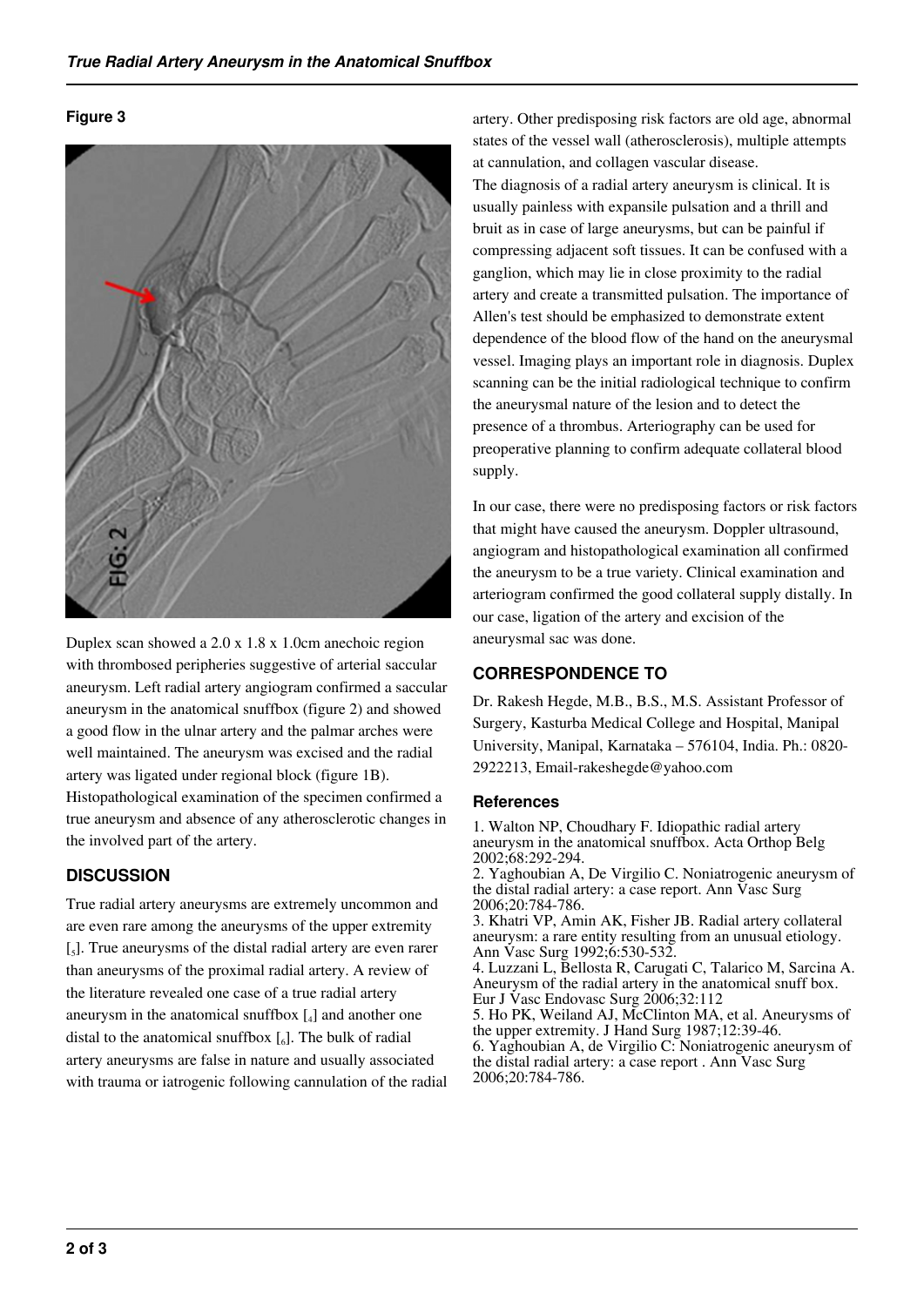**Figure 3**

Duplex scan showed a 2.0 x 1.8 x 1.0cm anechoic region with thrombosed peripheries suggestive of arterial saccular aneurysm. Left radial artery angiogram confirmed a saccular aneurysm in the anatomical snuffbox (figure 2) and showed a good flow in the ulnar artery and the palmar arches were well maintained. The aneurysm was excised and the radial artery was ligated under regional block (figure 1B). Histopathological examination of the specimen confirmed a true aneurysm and absence of any atherosclerotic changes in the involved part of the artery.

## DISCUSSION

True radial artery aneurysms are extremely uncommon and are even rare among the aneurysms of the upper extremity [5]. True aneurysms of the distal radial artery are even rarer than aneurysms of the proximal radial artery. A review of the literature revealed one case of a true radial artery aneurysm in the anatomical snuffbox [4] and another one distal to the anatomical snuffbox [6]. The bulk of radial artery aneurysms are false in nature and usually associated with trauma or iatrogenic following cannulation of the radial artery. Other predisposing risk factors are old age, abnormal states of the vessel wall (atherosclerosis), multiple attempts at cannulation, and collagen vascular disease.

The diagnosis of a radial artery aneurysm is clinical. It is usually painless with expansile pulsation and a thrill and bruit as in case of large aneurysms, but can be painful if compressing adjacent soft tissues. It can be confused with a ganglion, which may lie in close proximity to the radial artery and create a transmitted pulsation. The importance of Allen's test should be emphasized to demonstrate extent dependence of the blood flow of the hand on the aneurysmal vessel. Imaging plays an important role in diagnosis. Duplex scanning can be the initial radiological technique to confirm the aneurysmal nature of the lesion and to detect the presence of a thrombus. Arteriography can be used for preoperative planning to confirm adequate collateral blood supply.

In our case, there were no predisposing factors or risk factors that might have caused the aneurysm. Doppler ultrasound, angiogram and histopathological examination all confirmed the aneurysm to be a true variety. Clinical examination and arteriogram confirmed the good collateral supply distally. In our case, ligation of the artery and excision of the aneurysmal sac was done.

## CORRESPONDENCE TO

Dr. Rakesh Hegde, M.B., B.S., M.S. Assistant Professor of Surgery, Kasturba Medical College and Hospital, Manipal University, Manipal, Karnataka – 576104, India. Ph.: 0820-2922213, Email-rakeshegde@yahoo.com

### References

1. Walton NP, Choudhary F. Idiopathic radial artery aneurysm in the anatomical snuffbox. Acta Orthop Belg 2002;68:292-294.
2. Yaghoubian A, De Virgilio C. Noniatrogenic aneurysm of the distal radial artery: a case report. Ann Vasc Surg 2006;20:784-786.
3. Khatri VP, Amin AK, Fisher JB. Radial artery collateral aneurysm: a rare entity resulting from an unusual etiology. Ann Vasc Surg 1992;6:530-532.
4. Luzzani L, Bellosta R, Carugati C, Talarico M, Sarcina A. Aneurysm of the radial artery in the anatomical snuff box. Eur J Vasc Endovasc Surg 2006;32:112
5. Ho PK, Weiland AJ, McClinton MA, et al. Aneurysms of the upper extremity. J Hand Surg 1987;12:39-46.
6. Yaghoubian A, de Virgilio C: Noniatrogenic aneurysm of the distal radial artery: a case report . Ann Vasc Surg 2006;20:784-786.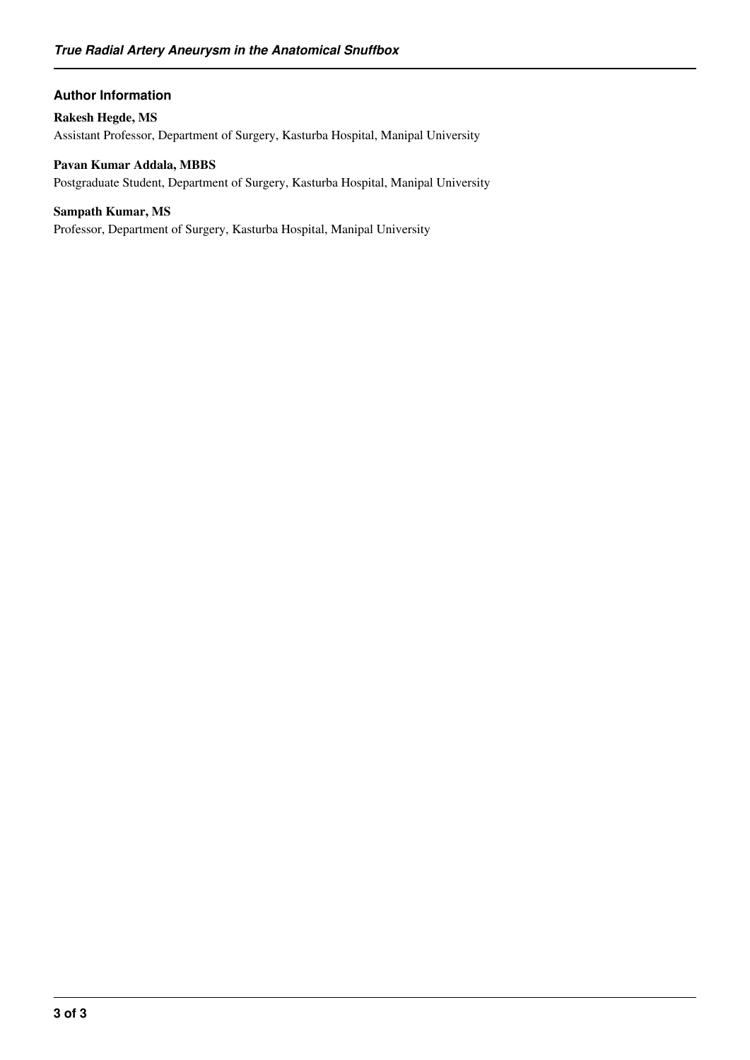## Author Information

**Rakesh Hegde, MS**
Assistant Professor, Department of Surgery, Kasturba Hospital, Manipal University

**Pavan Kumar Addala, MBBS**
Postgraduate Student, Department of Surgery, Kasturba Hospital, Manipal University

**Sampath Kumar, MS**
Professor, Department of Surgery, Kasturba Hospital, Manipal University